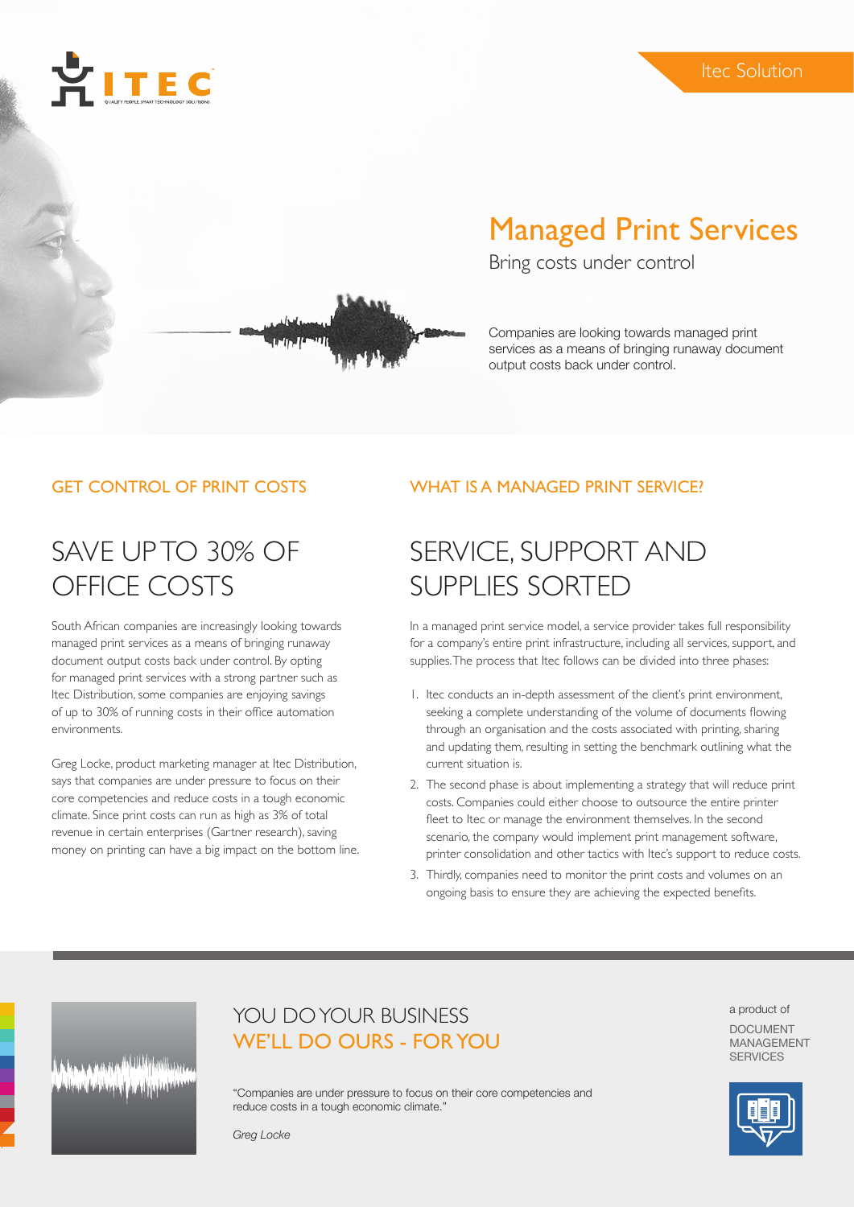Itec Solution

# Managed Print Services

Bring costs under control

Companies are looking towards managed print services as a means of bringing runaway document output costs back under control.

## GET CONTROL OF PRINT COSTS

### SAVE UP TO 30% OF OFFICE COSTS

South African companies are increasingly looking towards managed print services as a means of bringing runaway document output costs back under control. By opting for managed print services with a strong partner such as Itec Distribution, some companies are enjoying savings of up to 30% of running costs in their office automation environments.

Greg Locke, product marketing manager at Itec Distribution, says that companies are under pressure to focus on their core competencies and reduce costs in a tough economic climate. Since print costs can run as high as 3% of total revenue in certain enterprises (Gartner research), saving money on printing can have a big impact on the bottom line.

## WHAT IS A MANAGED PRINT SERVICE?

### SERVICE, SUPPORT AND SUPPLIES SORTED

In a managed print service model, a service provider takes full responsibility for a company's entire print infrastructure, including all services, support, and supplies. The process that Itec follows can be divided into three phases:

1. Itec conducts an in-depth assessment of the client's print environment, seeking a complete understanding of the volume of documents flowing through an organisation and the costs associated with printing, sharing and updating them, resulting in setting the benchmark outlining what the current situation is.
2. The second phase is about implementing a strategy that will reduce print costs. Companies could either choose to outsource the entire printer fleet to Itec or manage the environment themselves. In the second scenario, the company would implement print management software, printer consolidation and other tactics with Itec's support to reduce costs.
3. Thirdly, companies need to monitor the print costs and volumes on an ongoing basis to ensure they are achieving the expected benefits.

## YOU DO YOUR BUSINESS
## WE'LL DO OURS - FOR YOU

"Companies are under pressure to focus on their core competencies and reduce costs in a tough economic climate."

*Greg Locke*

a product of
DOCUMENT MANAGEMENT SERVICES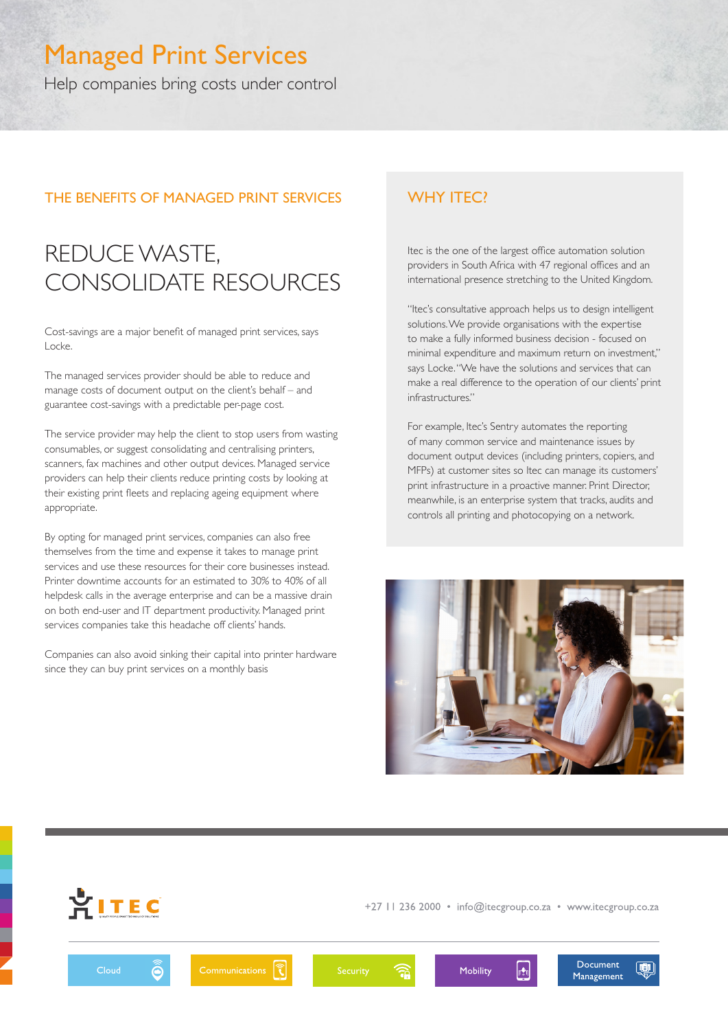# Managed Print Services

Help companies bring costs under control

## THE BENEFITS OF MANAGED PRINT SERVICES

### REDUCE WASTE, CONSOLIDATE RESOURCES

Cost-savings are a major benefit of managed print services, says Locke.

The managed services provider should be able to reduce and manage costs of document output on the client's behalf – and guarantee cost-savings with a predictable per-page cost.

The service provider may help the client to stop users from wasting consumables, or suggest consolidating and centralising printers, scanners, fax machines and other output devices. Managed service providers can help their clients reduce printing costs by looking at their existing print fleets and replacing ageing equipment where appropriate.

By opting for managed print services, companies can also free themselves from the time and expense it takes to manage print services and use these resources for their core businesses instead. Printer downtime accounts for an estimated to 30% to 40% of all helpdesk calls in the average enterprise and can be a massive drain on both end-user and IT department productivity. Managed print services companies take this headache off clients' hands.

Companies can also avoid sinking their capital into printer hardware since they can buy print services on a monthly basis

## WHY ITEC?

Itec is the one of the largest office automation solution providers in South Africa with 47 regional offices and an international presence stretching to the United Kingdom.

"Itec's consultative approach helps us to design intelligent solutions. We provide organisations with the expertise to make a fully informed business decision - focused on minimal expenditure and maximum return on investment," says Locke. "We have the solutions and services that can make a real difference to the operation of our clients' print infrastructures."

For example, Itec's Sentry automates the reporting of many common service and maintenance issues by document output devices (including printers, copiers, and MFPs) at customer sites so Itec can manage its customers' print infrastructure in a proactive manner. Print Director, meanwhile, is an enterprise system that tracks, audits and controls all printing and photocopying on a network.

ITEC

+27 11 236 2000 • info@itecgroup.co.za • www.itecgroup.co.za

Cloud | Communications | Security | Mobility | Document Management